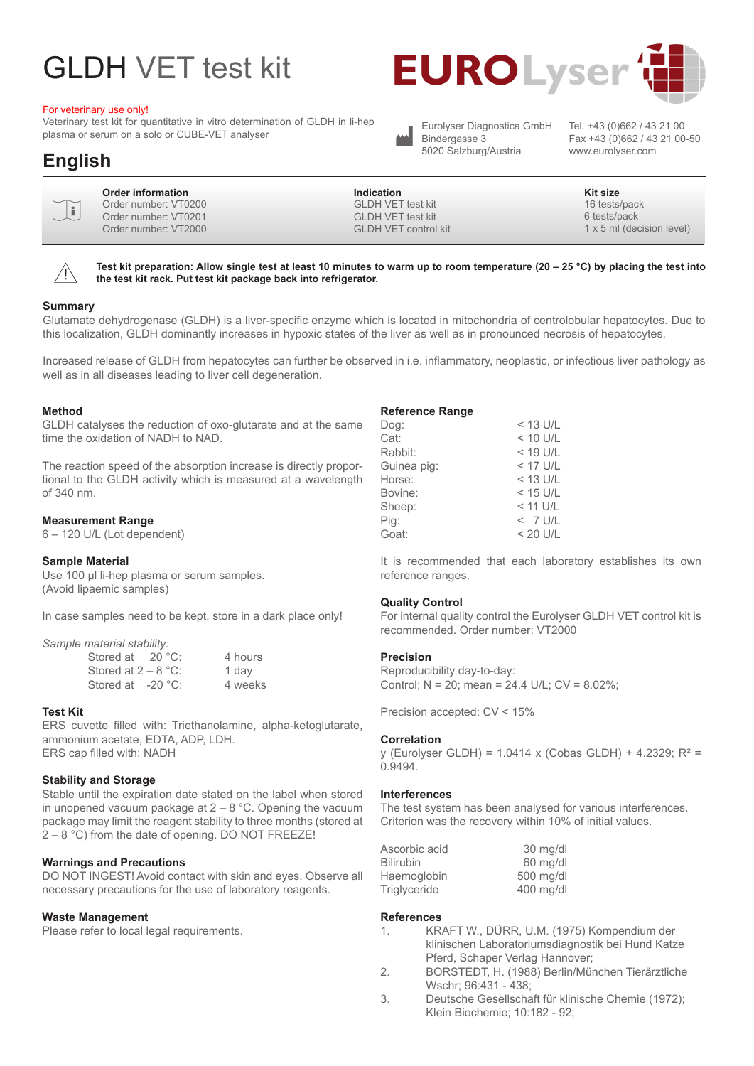# GLDH VET test kit

EUROLyser

For veterinary use only!
Veterinary test kit for quantitative in vitro determination of GLDH in li-hep plasma or serum on a solo or CUBE-VET analyser

Eurolyser Diagnostica GmbH
Bindergasse 3
5020 Salzburg/Austria

Tel. +43 (0)662 / 43 21 00
Fax +43 (0)662 / 43 21 00-50
www.eurolyser.com

## English

| Order information | Indication | Kit size |
|---|---|---|
| Order number: VT0200 | GLDH VET test kit | 16 tests/pack |
| Order number: VT0201 | GLDH VET test kit | 6 tests/pack |
| Order number: VT2000 | GLDH VET control kit | 1 x 5 ml (decision level) |

**Test kit preparation: Allow single test at least 10 minutes to warm up to room temperature (20 – 25 °C) by placing the test into the test kit rack. Put test kit package back into refrigerator.**

### Summary

Glutamate dehydrogenase (GLDH) is a liver-specific enzyme which is located in mitochondria of centrolobular hepatocytes. Due to this localization, GLDH dominantly increases in hypoxic states of the liver as well as in pronounced necrosis of hepatocytes.

Increased release of GLDH from hepatocytes can further be observed in i.e. inflammatory, neoplastic, or infectious liver pathology as well as in all diseases leading to liver cell degeneration.

### Method

GLDH catalyses the reduction of oxo-glutarate and at the same time the oxidation of NADH to NAD.

The reaction speed of the absorption increase is directly proportional to the GLDH activity which is measured at a wavelength of 340 nm.

### Measurement Range

6 – 120 U/L (Lot dependent)

### Sample Material

Use 100 µl li-hep plasma or serum samples.
(Avoid lipaemic samples)

In case samples need to be kept, store in a dark place only!

*Sample material stability:*

| | |
|---|---|
| Stored at 20 °C: | 4 hours |
| Stored at 2 – 8 °C: | 1 day |
| Stored at -20 °C: | 4 weeks |

### Test Kit

ERS cuvette filled with: Triethanolamine, alpha-ketoglutarate, ammonium acetate, EDTA, ADP, LDH.
ERS cap filled with: NADH

### Stability and Storage

Stable until the expiration date stated on the label when stored in unopened vacuum package at 2 – 8 °C. Opening the vacuum package may limit the reagent stability to three months (stored at 2 – 8 °C) from the date of opening. DO NOT FREEZE!

### Warnings and Precautions

DO NOT INGEST! Avoid contact with skin and eyes. Observe all necessary precautions for the use of laboratory reagents.

### Waste Management

Please refer to local legal requirements.

### Reference Range

| | |
|---|---|
| Dog: | < 13 U/L |
| Cat: | < 10 U/L |
| Rabbit: | < 19 U/L |
| Guinea pig: | < 17 U/L |
| Horse: | < 13 U/L |
| Bovine: | < 15 U/L |
| Sheep: | < 11 U/L |
| Pig: | < 7 U/L |
| Goat: | < 20 U/L |

It is recommended that each laboratory establishes its own reference ranges.

### Quality Control

For internal quality control the Eurolyser GLDH VET control kit is recommended. Order number: VT2000

### Precision

Reproducibility day-to-day:
Control; N = 20; mean = 24.4 U/L; CV = 8.02%;

Precision accepted: CV < 15%

### Correlation

y (Eurolyser GLDH) = 1.0414 x (Cobas GLDH) + 4.2329; $R^2$ = 0.9494.

### Interferences

The test system has been analysed for various interferences. Criterion was the recovery within 10% of initial values.

| | |
|---|---|
| Ascorbic acid | 30 mg/dl |
| Bilirubin | 60 mg/dl |
| Haemoglobin | 500 mg/dl |
| Triglyceride | 400 mg/dl |

### References

1. KRAFT W., DÜRR, U.M. (1975) Kompendium der klinischen Laboratoriumsdiagnostik bei Hund Katze Pferd, Schaper Verlag Hannover;
2. BORSTEDT, H. (1988) Berlin/München Tierärztliche Wschr; 96:431 - 438;
3. Deutsche Gesellschaft für klinische Chemie (1972); Klein Biochemie; 10:182 - 92;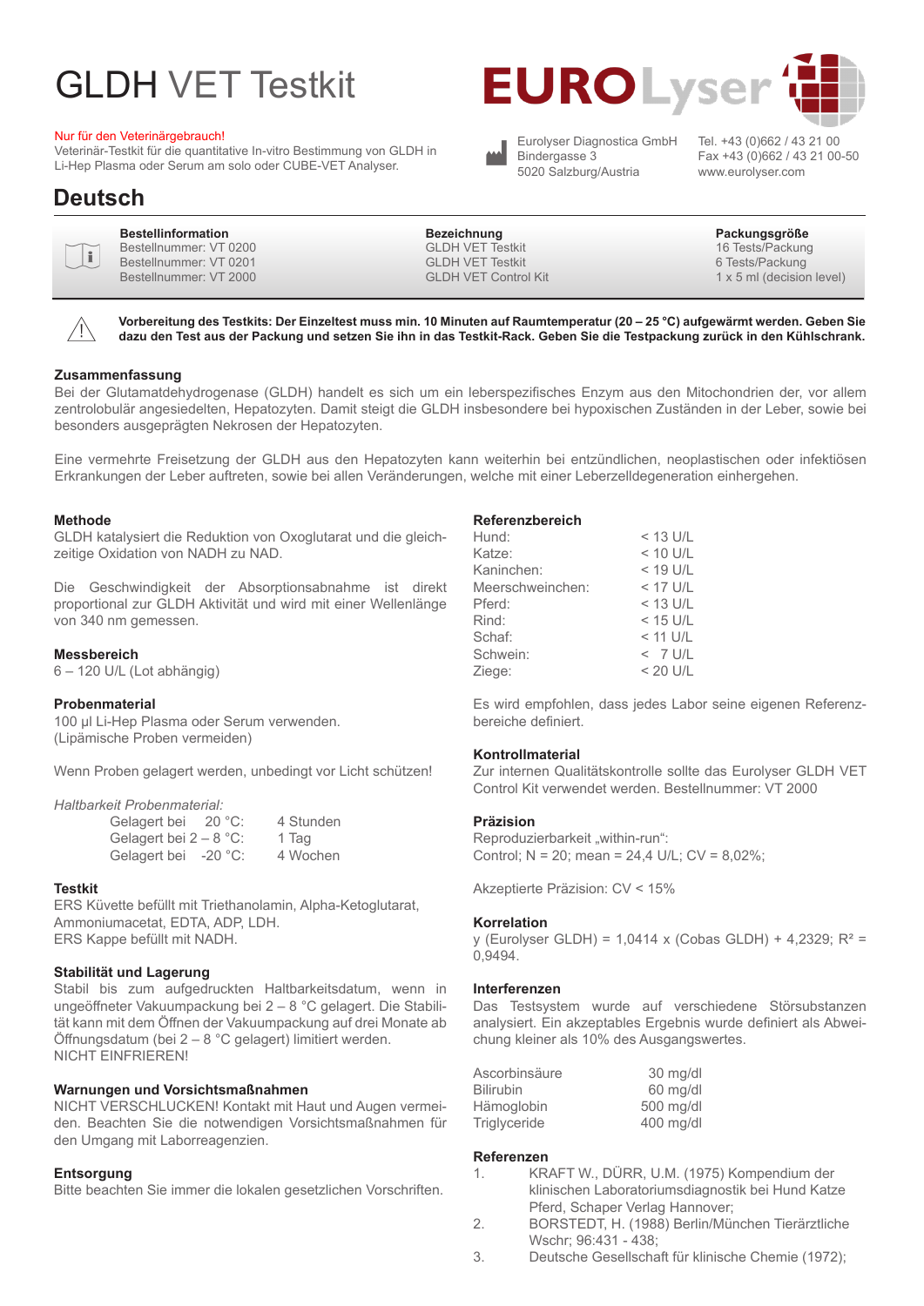# GLDH VET Testkit

**EUROLyser**

Nur für den Veterinärgebrauch!
Veterinär-Testkit für die quantitative In-vitro Bestimmung von GLDH in Li-Hep Plasma oder Serum am solo oder CUBE-VET Analyser.

Eurolyser Diagnostica GmbH
Bindergasse 3
5020 Salzburg/Austria

Tel. +43 (0)662 / 43 21 00
Fax +43 (0)662 / 43 21 00-50
www.eurolyser.com

## Deutsch

| Bestellinformation | Bezeichnung | Packungsgröße |
|---|---|---|
| Bestellnummer: VT 0200 | GLDH VET Testkit | 16 Tests/Packung |
| Bestellnummer: VT 0201 | GLDH VET Testkit | 6 Tests/Packung |
| Bestellnummer: VT 2000 | GLDH VET Control Kit | 1 x 5 ml (decision level) |

**Vorbereitung des Testkits: Der Einzeltest muss min. 10 Minuten auf Raumtemperatur (20 – 25 °C) aufgewärmt werden. Geben Sie dazu den Test aus der Packung und setzen Sie ihn in das Testkit-Rack. Geben Sie die Testpackung zurück in den Kühlschrank.**

### Zusammenfassung

Bei der Glutamatdehydrogenase (GLDH) handelt es sich um ein leberspezifisches Enzym aus den Mitochondrien der, vor allem zentrolobulär angesiedelten, Hepatozyten. Damit steigt die GLDH insbesondere bei hypoxischen Zuständen in der Leber, sowie bei besonders ausgeprägten Nekrosen der Hepatozyten.

Eine vermehrte Freisetzung der GLDH aus den Hepatozyten kann weiterhin bei entzündlichen, neoplastischen oder infektiösen Erkrankungen der Leber auftreten, sowie bei allen Veränderungen, welche mit einer Leberzelldegeneration einhergehen.

### Methode

GLDH katalysiert die Reduktion von Oxoglutarat und die gleichzeitige Oxidation von NADH zu NAD.

Die Geschwindigkeit der Absorptionsabnahme ist direkt proportional zur GLDH Aktivität und wird mit einer Wellenlänge von 340 nm gemessen.

### Messbereich

6 – 120 U/L (Lot abhängig)

### Probenmaterial

100 µl Li-Hep Plasma oder Serum verwenden.
(Lipämische Proben vermeiden)

Wenn Proben gelagert werden, unbedingt vor Licht schützen!

*Haltbarkeit Probenmaterial:*

| | |
|---|---|
| Gelagert bei 20 °C: | 4 Stunden |
| Gelagert bei 2 – 8 °C: | 1 Tag |
| Gelagert bei -20 °C: | 4 Wochen |

### Testkit

ERS Küvette befüllt mit Triethanolamin, Alpha-Ketoglutarat, Ammoniumacetat, EDTA, ADP, LDH.
ERS Kappe befüllt mit NADH.

### Stabilität und Lagerung

Stabil bis zum aufgedruckten Haltbarkeitsdatum, wenn in ungeöffneter Vakuumpackung bei 2 – 8 °C gelagert. Die Stabilität kann mit dem Öffnen der Vakuumpackung auf drei Monate ab Öffnungsdatum (bei 2 – 8 °C gelagert) limitiert werden.
NICHT EINFRIEREN!

### Warnungen und Vorsichtsmaßnahmen

NICHT VERSCHLUCKEN! Kontakt mit Haut und Augen vermeiden. Beachten Sie die notwendigen Vorsichtsmaßnahmen für den Umgang mit Laborreagenzien.

### Entsorgung

Bitte beachten Sie immer die lokalen gesetzlichen Vorschriften.

### Referenzbereich

| | |
|---|---|
| Hund: | < 13 U/L |
| Katze: | < 10 U/L |
| Kaninchen: | < 19 U/L |
| Meerschweinchen: | < 17 U/L |
| Pferd: | < 13 U/L |
| Rind: | < 15 U/L |
| Schaf: | < 11 U/L |
| Schwein: | < 7 U/L |
| Ziege: | < 20 U/L |

Es wird empfohlen, dass jedes Labor seine eigenen Referenzbereiche definiert.

### Kontrollmaterial

Zur internen Qualitätskontrolle sollte das Eurolyser GLDH VET Control Kit verwendet werden. Bestellnummer: VT 2000

### Präzision

Reproduzierbarkeit „within-run":
Control; N = 20; mean = 24,4 U/L; CV = 8,02%;

Akzeptierte Präzision: CV < 15%

### Korrelation

y (Eurolyser GLDH) = 1,0414 x (Cobas GLDH) + 4,2329; $R^2$ = 0,9494.

### Interferenzen

Das Testsystem wurde auf verschiedene Störsubstanzen analysiert. Ein akzeptables Ergebnis wurde definiert als Abweichung kleiner als 10% des Ausgangswertes.

| | |
|---|---|
| Ascorbinsäure | 30 mg/dl |
| Bilirubin | 60 mg/dl |
| Hämoglobin | 500 mg/dl |
| Triglyceride | 400 mg/dl |

### Referenzen

1. KRAFT W., DÜRR, U.M. (1975) Kompendium der klinischen Laboratoriumsdiagnostik bei Hund Katze Pferd, Schaper Verlag Hannover;
2. BORSTEDT, H. (1988) Berlin/München Tierärztliche Wschr; 96:431 - 438;
3. Deutsche Gesellschaft für klinische Chemie (1972);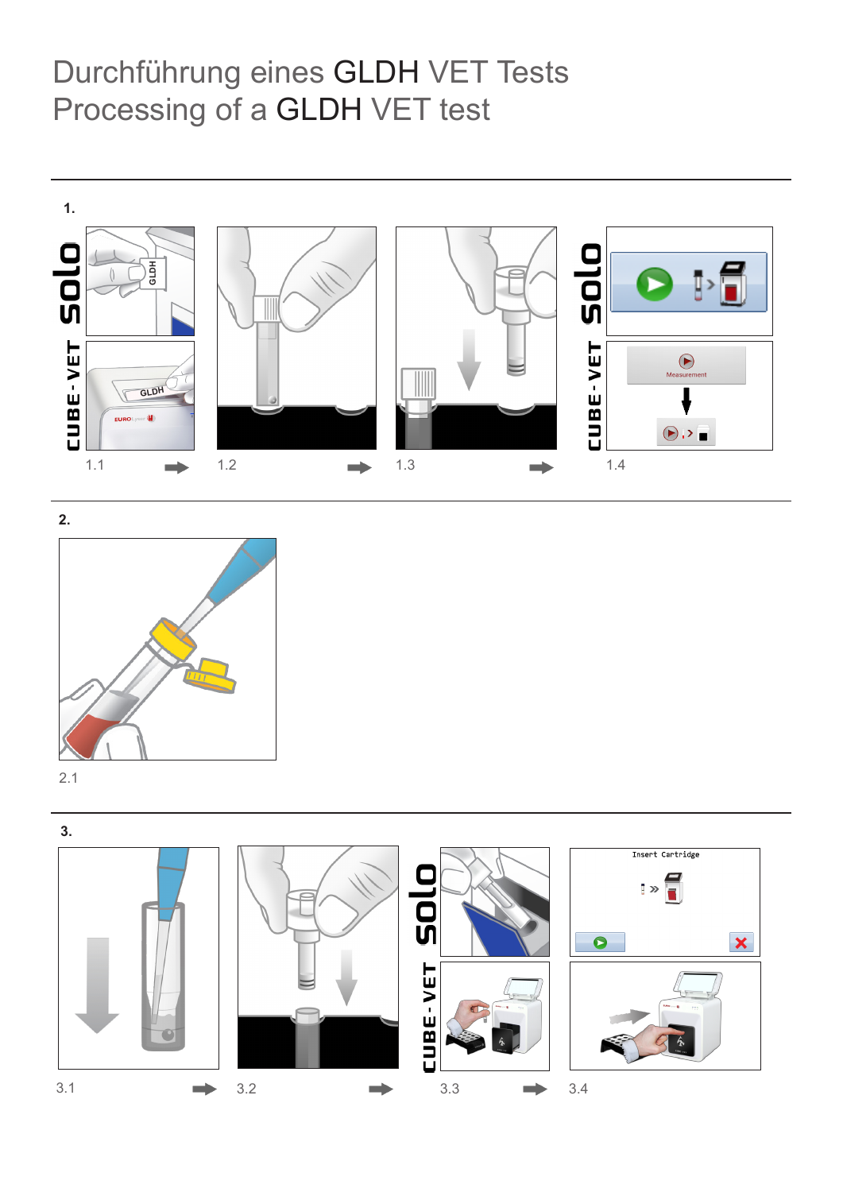# Durchführung eines GLDH VET Tests
# Processing of a GLDH VET test

**1.**

solo

CUBE-VET

1.1 1.2 1.3 1.4

**2.**

2.1

**3.**

solo

CUBE-VET

3.1 3.2 3.3 3.4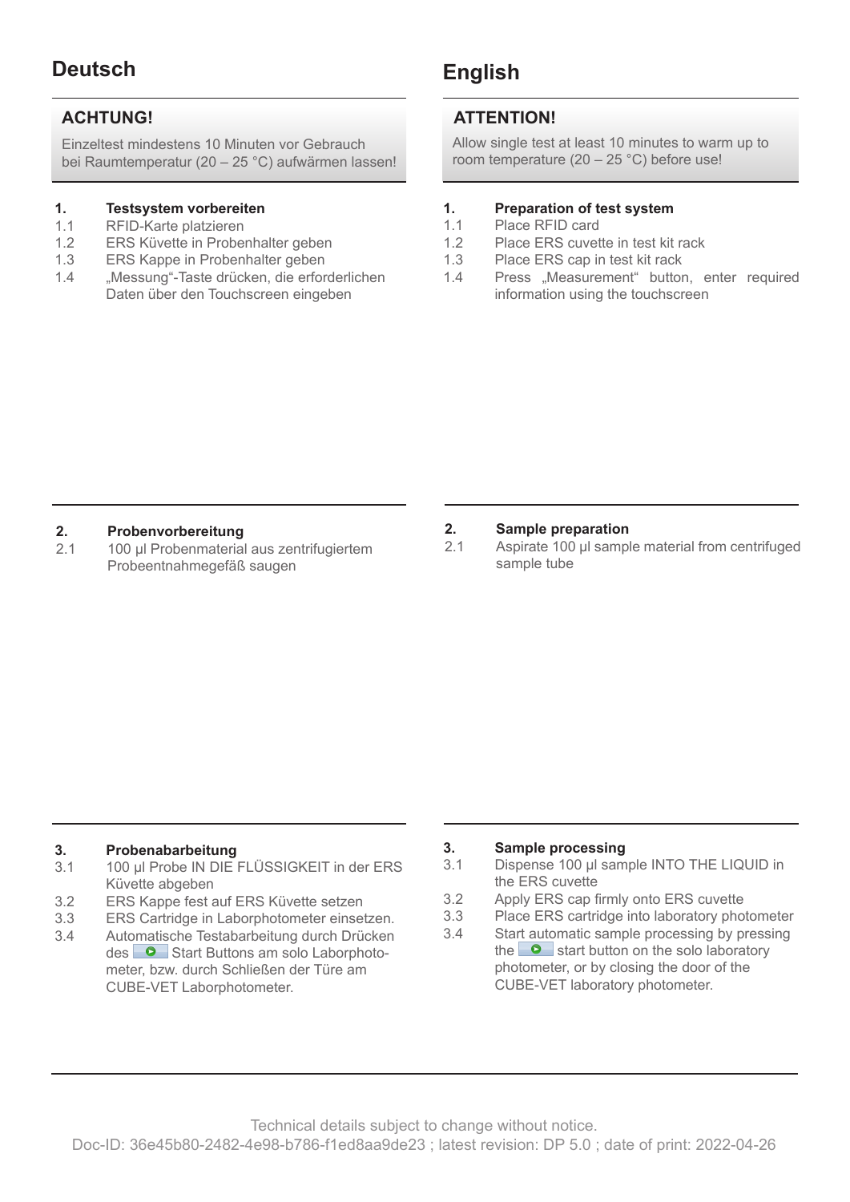## Deutsch

### ACHTUNG!

Einzeltest mindestens 10 Minuten vor Gebrauch bei Raumtemperatur (20 – 25 °C) aufwärmen lassen!

**1. Testsystem vorbereiten**

1.1 RFID-Karte platzieren
1.2 ERS Küvette in Probenhalter geben
1.3 ERS Kappe in Probenhalter geben
1.4 „Messung"-Taste drücken, die erforderlichen Daten über den Touchscreen eingeben

**2. Probenvorbereitung**

2.1 100 µl Probenmaterial aus zentrifugiertem Probeentnahmegefäß saugen

**3. Probenabarbeitung**

3.1 100 µl Probe IN DIE FLÜSSIGKEIT in der ERS Küvette abgeben
3.2 ERS Kappe fest auf ERS Küvette setzen
3.3 ERS Cartridge in Laborphotometer einsetzen.
3.4 Automatische Testabarbeitung durch Drücken des Start Buttons am solo Laborphotometer, bzw. durch Schließen der Türe am CUBE-VET Laborphotometer.

## English

### ATTENTION!

Allow single test at least 10 minutes to warm up to room temperature (20 – 25 °C) before use!

**1. Preparation of test system**

1.1 Place RFID card
1.2 Place ERS cuvette in test kit rack
1.3 Place ERS cap in test kit rack
1.4 Press „Measurement" button, enter required information using the touchscreen

**2. Sample preparation**

2.1 Aspirate 100 µl sample material from centrifuged sample tube

**3. Sample processing**

3.1 Dispense 100 µl sample INTO THE LIQUID in the ERS cuvette
3.2 Apply ERS cap firmly onto ERS cuvette
3.3 Place ERS cartridge into laboratory photometer
3.4 Start automatic sample processing by pressing the start button on the solo laboratory photometer, or by closing the door of the CUBE-VET laboratory photometer.

Technical details subject to change without notice.
Doc-ID: 36e45b80-2482-4e98-b786-f1ed8aa9de23 ; latest revision: DP 5.0 ; date of print: 2022-04-26